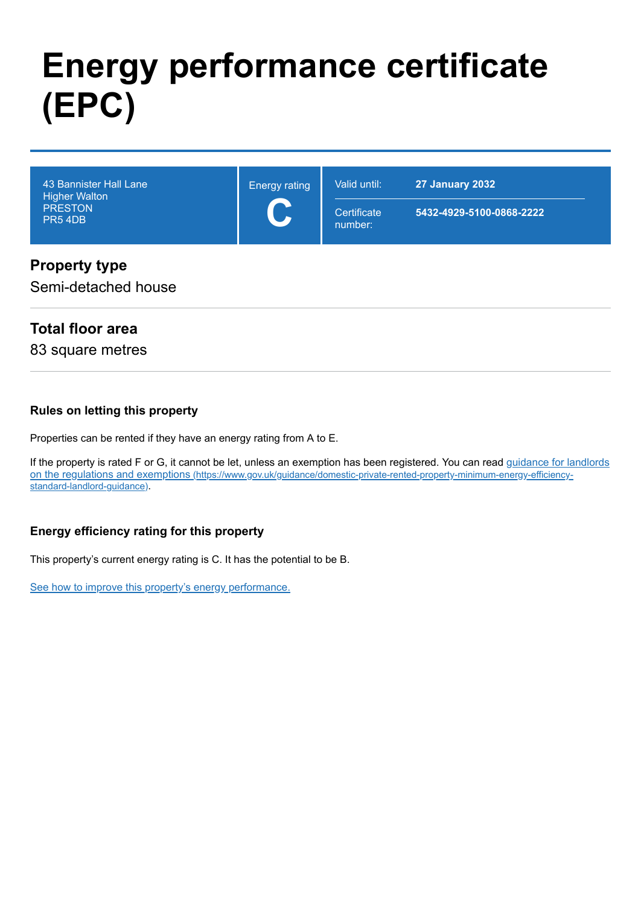# Energy performance certificate (EPC)

| 43 Bannister Hall Lane<br>Higher Walton<br>PRESTON<br>PR5 4DB | Energy rating<br>**C** | Valid until: **27 January 2032**<br>Certificate number: **5432-4929-5100-0868-2222** |
|---|---|---|

## Property type

Semi-detached house

## Total floor area

83 square metres

### Rules on letting this property

Properties can be rented if they have an energy rating from A to E.

If the property is rated F or G, it cannot be let, unless an exemption has been registered. You can read [guidance for landlords on the regulations and exemptions](https://www.gov.uk/guidance/domestic-private-rented-property-minimum-energy-efficiency-standard-landlord-guidance) (https://www.gov.uk/guidance/domestic-private-rented-property-minimum-energy-efficiency-standard-landlord-guidance).

### Energy efficiency rating for this property

This property's current energy rating is C. It has the potential to be B.

See how to improve this property's energy performance.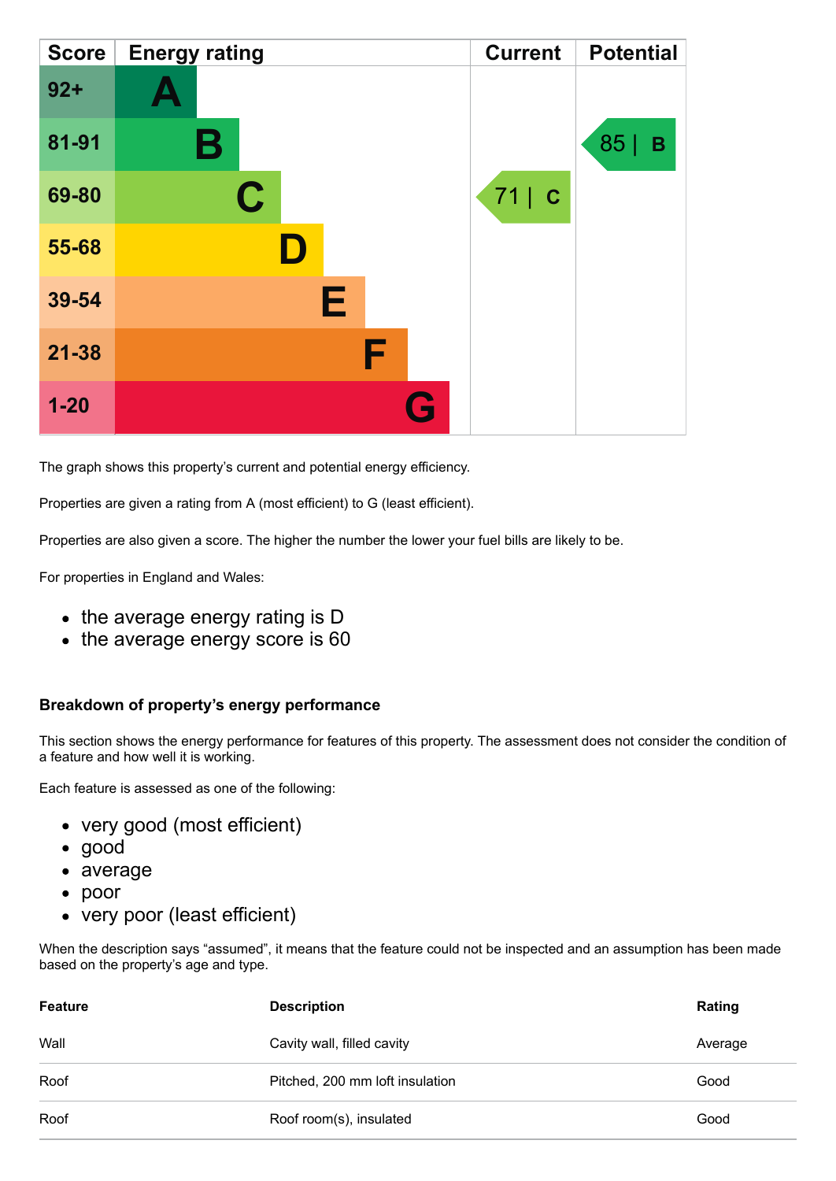| Score | Energy rating | Current | Potential |
|---|---|---|---|
| 92+ | A | | |
| 81-91 | B | | 85 \| B |
| 69-80 | C | 71 \| C | |
| 55-68 | D | | |
| 39-54 | E | | |
| 21-38 | F | | |
| 1-20 | G | | |

The graph shows this property's current and potential energy efficiency.

Properties are given a rating from A (most efficient) to G (least efficient).

Properties are also given a score. The higher the number the lower your fuel bills are likely to be.

For properties in England and Wales:

- the average energy rating is D
- the average energy score is 60

### Breakdown of property's energy performance

This section shows the energy performance for features of this property. The assessment does not consider the condition of a feature and how well it is working.

Each feature is assessed as one of the following:

- very good (most efficient)
- good
- average
- poor
- very poor (least efficient)

When the description says "assumed", it means that the feature could not be inspected and an assumption has been made based on the property's age and type.

| Feature | Description | Rating |
|---|---|---|
| Wall | Cavity wall, filled cavity | Average |
| Roof | Pitched, 200 mm loft insulation | Good |
| Roof | Roof room(s), insulated | Good |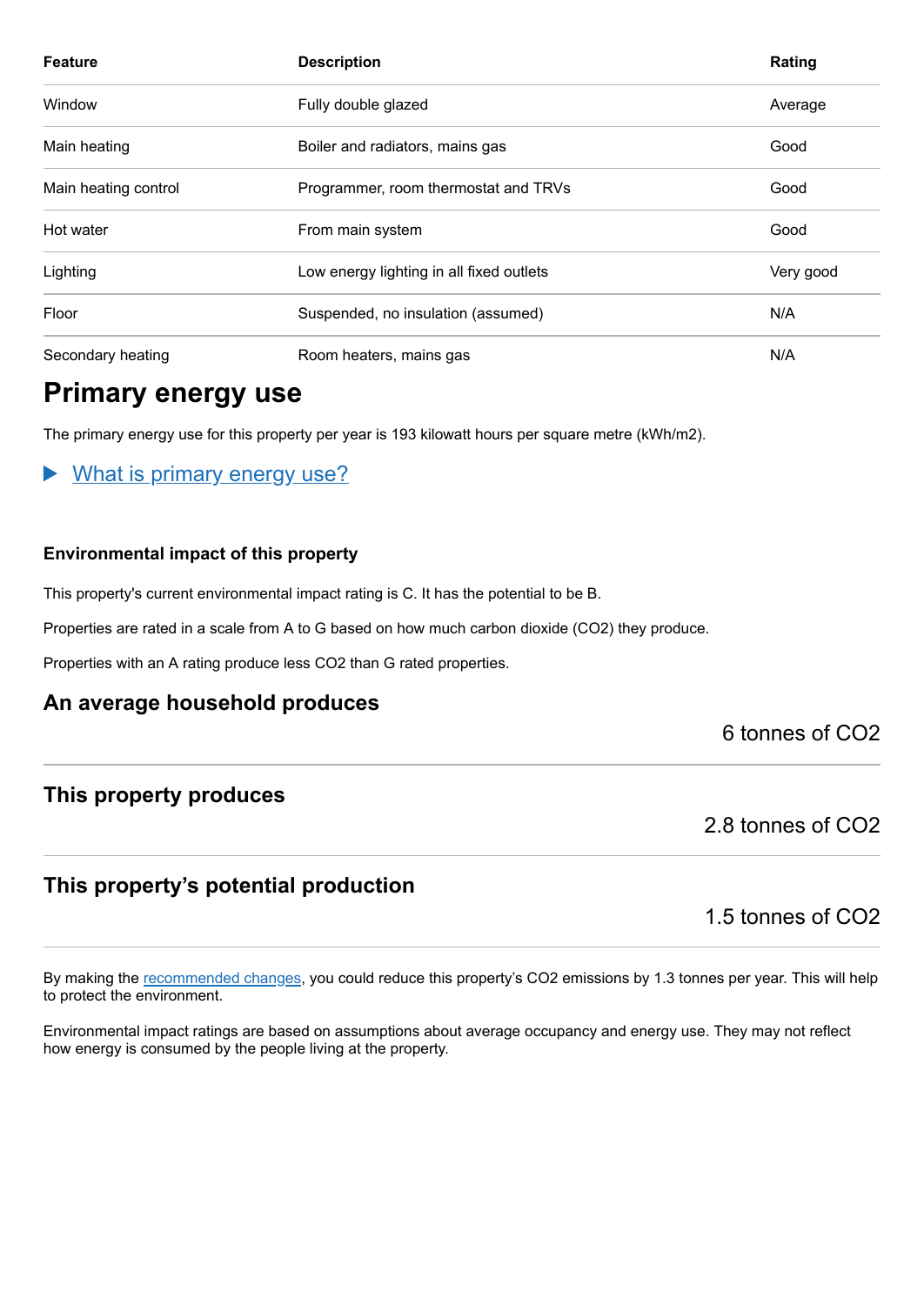| Feature | Description | Rating |
| --- | --- | --- |
| Window | Fully double glazed | Average |
| Main heating | Boiler and radiators, mains gas | Good |
| Main heating control | Programmer, room thermostat and TRVs | Good |
| Hot water | From main system | Good |
| Lighting | Low energy lighting in all fixed outlets | Very good |
| Floor | Suspended, no insulation (assumed) | N/A |
| Secondary heating | Room heaters, mains gas | N/A |

## Primary energy use

The primary energy use for this property per year is 193 kilowatt hours per square metre (kWh/m2).

What is primary energy use?

### Environmental impact of this property

This property's current environmental impact rating is C. It has the potential to be B.

Properties are rated in a scale from A to G based on how much carbon dioxide ($CO_2$) they produce.

Properties with an A rating produce less $CO_2$ than G rated properties.

## An average household produces

6 tonnes of $CO_2$

## This property produces

2.8 tonnes of $CO_2$

## This property's potential production

1.5 tonnes of $CO_2$

By making the recommended changes, you could reduce this property's $CO_2$ emissions by 1.3 tonnes per year. This will help to protect the environment.

Environmental impact ratings are based on assumptions about average occupancy and energy use. They may not reflect how energy is consumed by the people living at the property.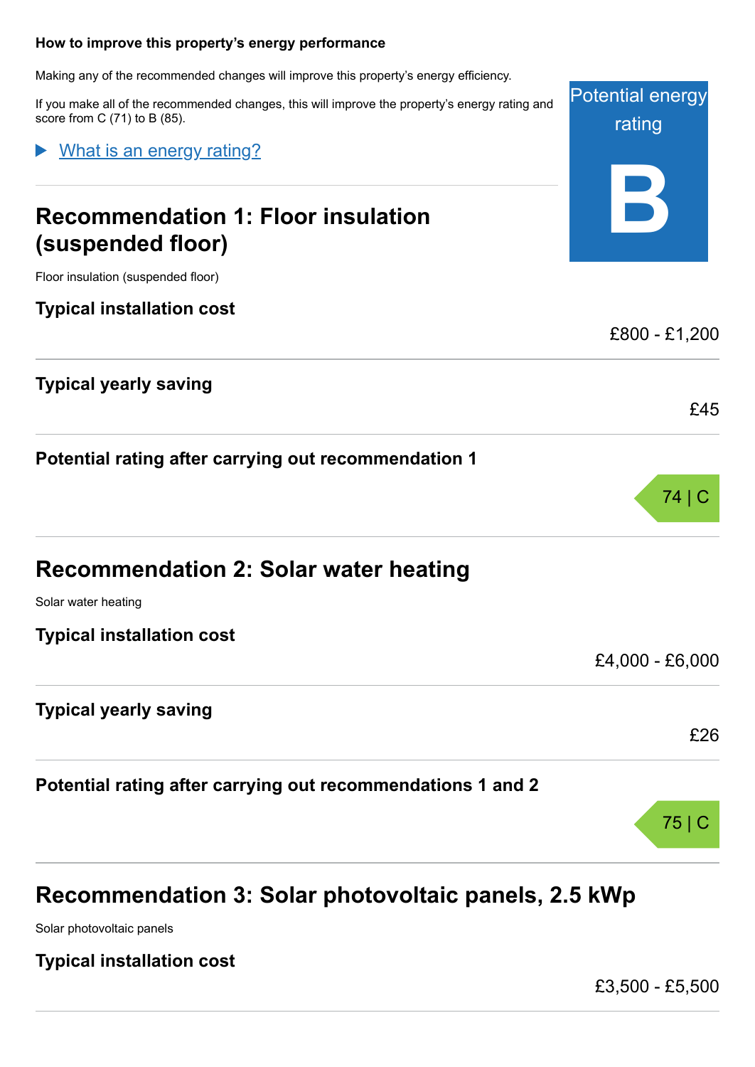### How to improve this property's energy performance

Making any of the recommended changes will improve this property's energy efficiency.

If you make all of the recommended changes, this will improve the property's energy rating and score from C (71) to B (85).

Potential energy rating

**B**

▶ What is an energy rating?

## Recommendation 1: Floor insulation (suspended floor)

Floor insulation (suspended floor)

**Typical installation cost**

£800 - £1,200

**Typical yearly saving**

£45

**Potential rating after carrying out recommendation 1**

74 | C

## Recommendation 2: Solar water heating

Solar water heating

**Typical installation cost**

£4,000 - £6,000

**Typical yearly saving**

£26

**Potential rating after carrying out recommendations 1 and 2**

75 | C

## Recommendation 3: Solar photovoltaic panels, 2.5 kWp

Solar photovoltaic panels

**Typical installation cost**

£3,500 - £5,500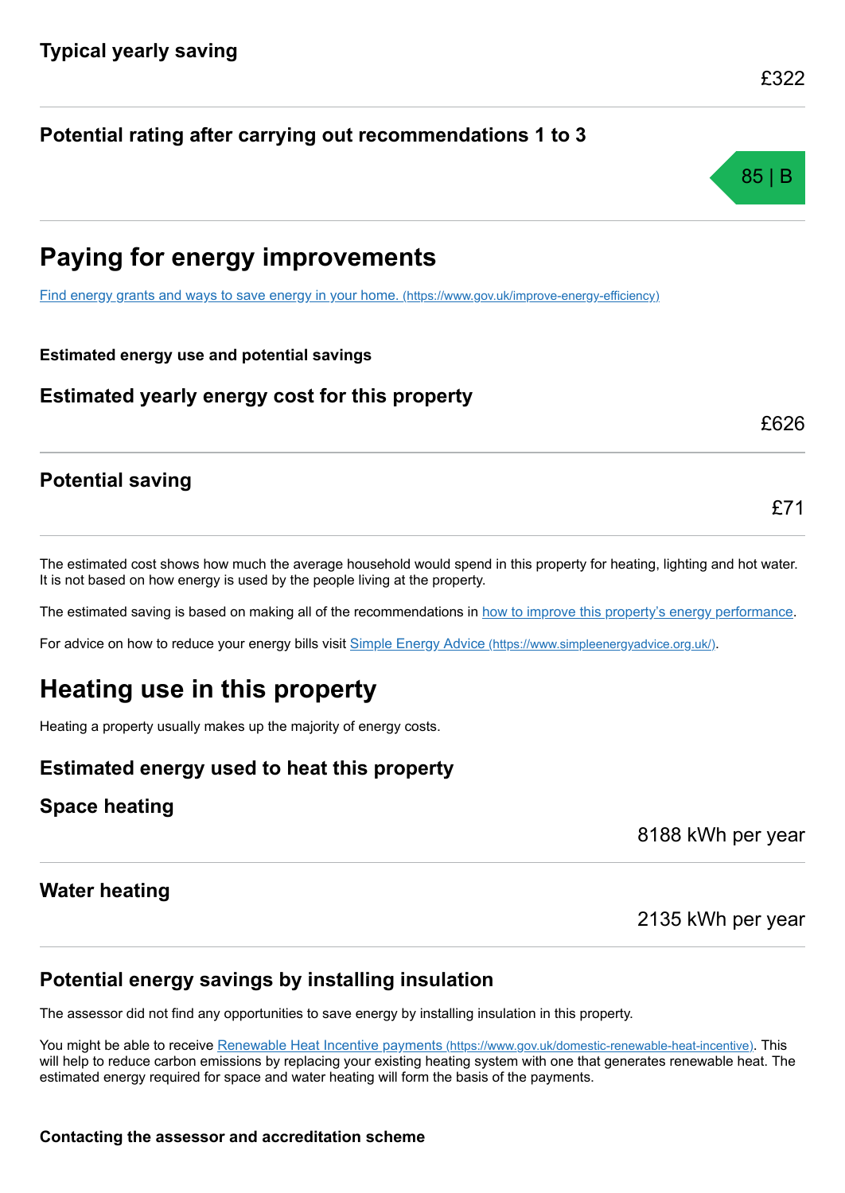### Typical yearly saving

£322

### Potential rating after carrying out recommendations 1 to 3

85 | B

## Paying for energy improvements

[Find energy grants and ways to save energy in your home. (https://www.gov.uk/improve-energy-efficiency)](https://www.gov.uk/improve-energy-efficiency)

**Estimated energy use and potential savings**

### Estimated yearly energy cost for this property

£626

### Potential saving

£71

The estimated cost shows how much the average household would spend in this property for heating, lighting and hot water. It is not based on how energy is used by the people living at the property.

The estimated saving is based on making all of the recommendations in how to improve this property's energy performance.

For advice on how to reduce your energy bills visit [Simple Energy Advice (https://www.simpleenergyadvice.org.uk/)](https://www.simpleenergyadvice.org.uk/).

## Heating use in this property

Heating a property usually makes up the majority of energy costs.

### Estimated energy used to heat this property

### Space heating

8188 kWh per year

### Water heating

2135 kWh per year

### Potential energy savings by installing insulation

The assessor did not find any opportunities to save energy by installing insulation in this property.

You might be able to receive [Renewable Heat Incentive payments (https://www.gov.uk/domestic-renewable-heat-incentive)](https://www.gov.uk/domestic-renewable-heat-incentive). This will help to reduce carbon emissions by replacing your existing heating system with one that generates renewable heat. The estimated energy required for space and water heating will form the basis of the payments.

**Contacting the assessor and accreditation scheme**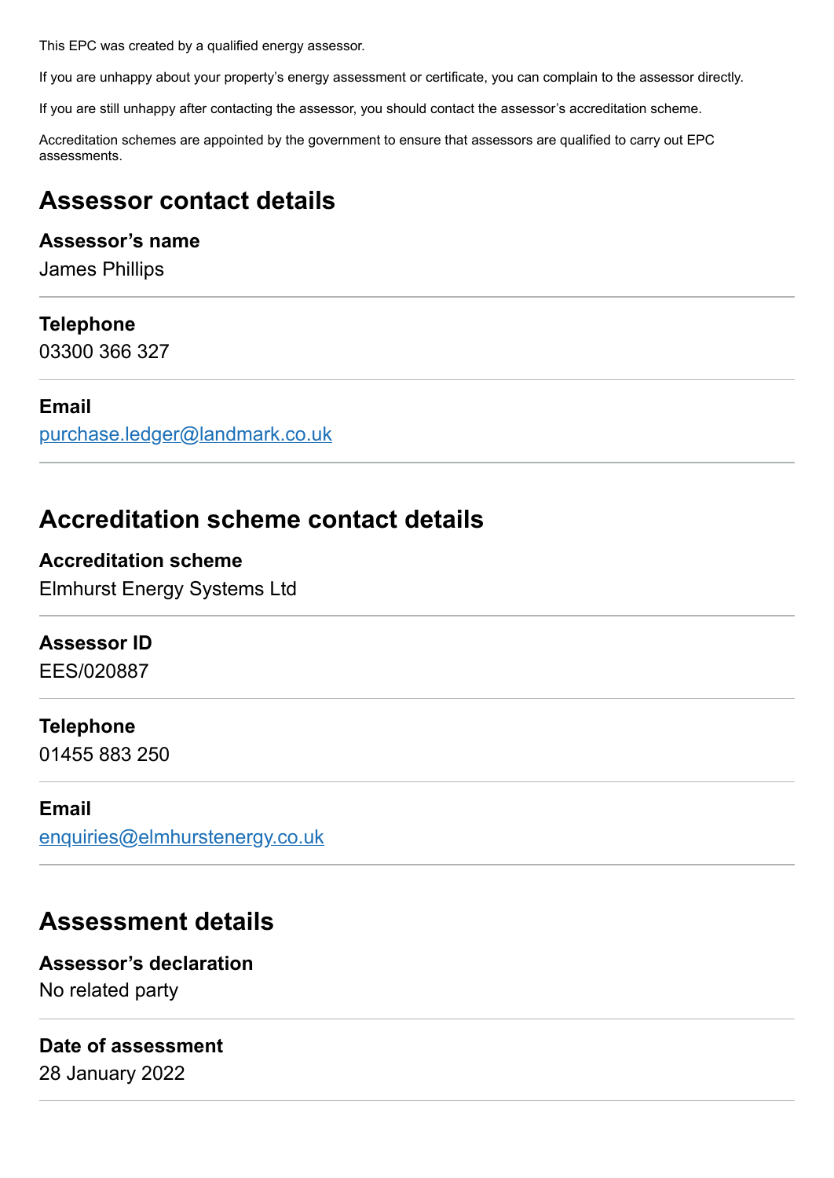This EPC was created by a qualified energy assessor.

If you are unhappy about your property's energy assessment or certificate, you can complain to the assessor directly.

If you are still unhappy after contacting the assessor, you should contact the assessor's accreditation scheme.

Accreditation schemes are appointed by the government to ensure that assessors are qualified to carry out EPC assessments.

## Assessor contact details

**Assessor's name**
James Phillips

**Telephone**
03300 366 327

**Email**
purchase.ledger@landmark.co.uk

## Accreditation scheme contact details

**Accreditation scheme**
Elmhurst Energy Systems Ltd

**Assessor ID**
EES/020887

**Telephone**
01455 883 250

**Email**
enquiries@elmhurstenergy.co.uk

## Assessment details

**Assessor's declaration**
No related party

**Date of assessment**
28 January 2022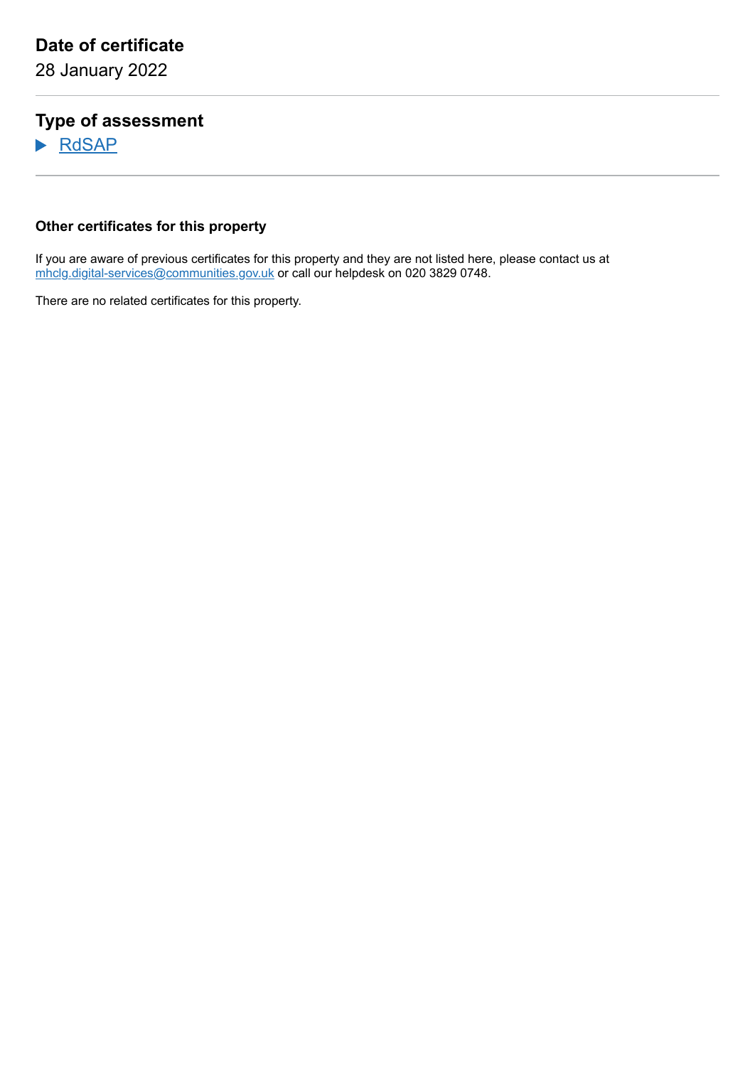## Date of certificate

28 January 2022

## Type of assessment

▶ RdSAP

### Other certificates for this property

If you are aware of previous certificates for this property and they are not listed here, please contact us at mhclg.digital-services@communities.gov.uk or call our helpdesk on 020 3829 0748.

There are no related certificates for this property.